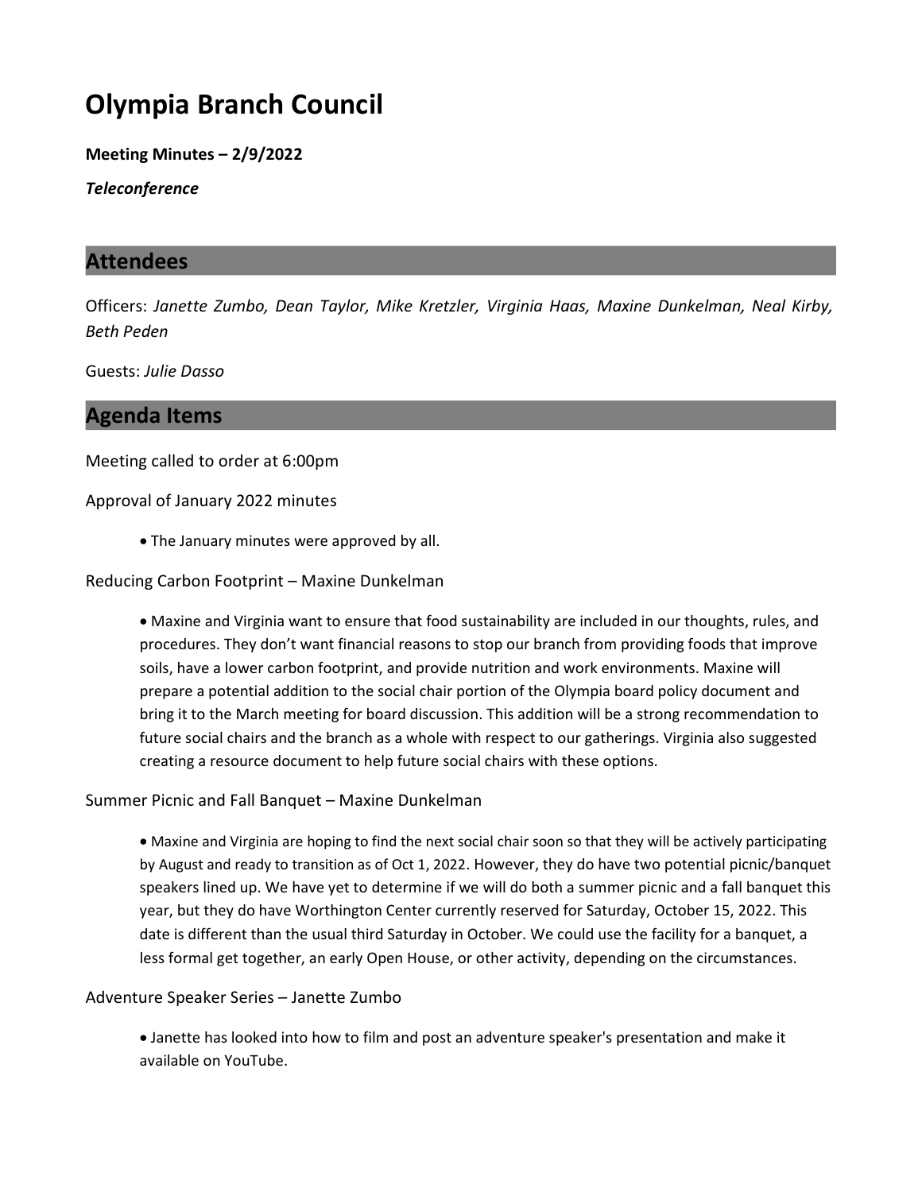# Olympia Branch Council

**Meeting Minutes – 2/9/2022**

***Teleconference***

## Attendees

Officers: *Janette Zumbo, Dean Taylor, Mike Kretzler, Virginia Haas, Maxine Dunkelman, Neal Kirby, Beth Peden*

Guests: *Julie Dasso*

## Agenda Items

Meeting called to order at 6:00pm

Approval of January 2022 minutes

- The January minutes were approved by all.

Reducing Carbon Footprint – Maxine Dunkelman

- Maxine and Virginia want to ensure that food sustainability are included in our thoughts, rules, and procedures. They don't want financial reasons to stop our branch from providing foods that improve soils, have a lower carbon footprint, and provide nutrition and work environments. Maxine will prepare a potential addition to the social chair portion of the Olympia board policy document and bring it to the March meeting for board discussion. This addition will be a strong recommendation to future social chairs and the branch as a whole with respect to our gatherings. Virginia also suggested creating a resource document to help future social chairs with these options.

Summer Picnic and Fall Banquet – Maxine Dunkelman

- Maxine and Virginia are hoping to find the next social chair soon so that they will be actively participating by August and ready to transition as of Oct 1, 2022. However, they do have two potential picnic/banquet speakers lined up. We have yet to determine if we will do both a summer picnic and a fall banquet this year, but they do have Worthington Center currently reserved for Saturday, October 15, 2022. This date is different than the usual third Saturday in October. We could use the facility for a banquet, a less formal get together, an early Open House, or other activity, depending on the circumstances.

Adventure Speaker Series – Janette Zumbo

- Janette has looked into how to film and post an adventure speaker's presentation and make it available on YouTube.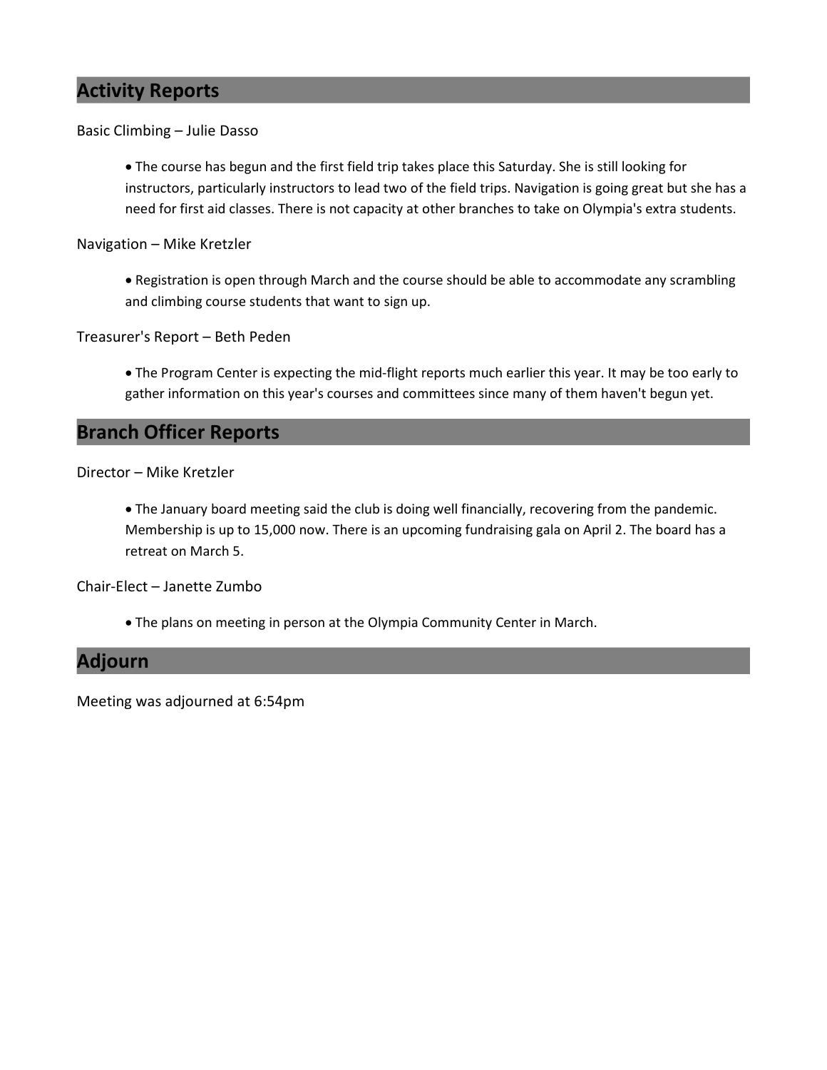## Activity Reports

Basic Climbing – Julie Dasso

- The course has begun and the first field trip takes place this Saturday. She is still looking for instructors, particularly instructors to lead two of the field trips. Navigation is going great but she has a need for first aid classes. There is not capacity at other branches to take on Olympia's extra students.

Navigation – Mike Kretzler

- Registration is open through March and the course should be able to accommodate any scrambling and climbing course students that want to sign up.

Treasurer's Report – Beth Peden

- The Program Center is expecting the mid-flight reports much earlier this year. It may be too early to gather information on this year's courses and committees since many of them haven't begun yet.

## Branch Officer Reports

Director – Mike Kretzler

- The January board meeting said the club is doing well financially, recovering from the pandemic. Membership is up to 15,000 now. There is an upcoming fundraising gala on April 2. The board has a retreat on March 5.

Chair-Elect – Janette Zumbo

- The plans on meeting in person at the Olympia Community Center in March.

## Adjourn

Meeting was adjourned at 6:54pm